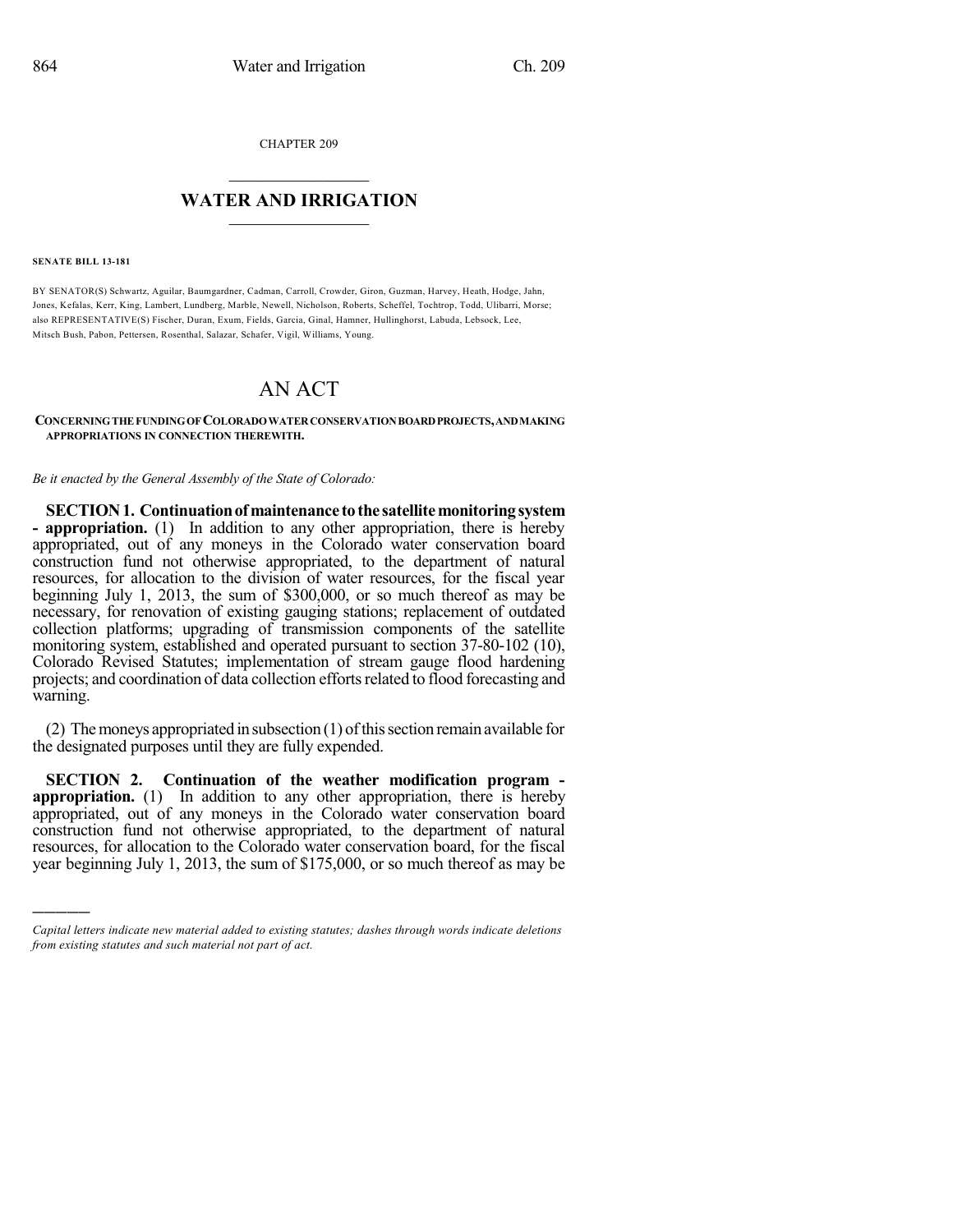CHAPTER 209

# WATER AND IRRIGATION

**SENATE BILL 13-181**

BY SENATOR(S) Schwartz, Aguilar, Baumgardner, Cadman, Carroll, Crowder, Giron, Guzman, Harvey, Heath, Hodge, Jahn, Jones, Kefalas, Kerr, King, Lambert, Lundberg, Marble, Newell, Nicholson, Roberts, Scheffel, Tochtrop, Todd, Ulibarri, Morse; also REPRESENTATIVE(S) Fischer, Duran, Exum, Fields, Garcia, Ginal, Hamner, Hullinghorst, Labuda, Lebsock, Lee, Mitsch Bush, Pabon, Pettersen, Rosenthal, Salazar, Schafer, Vigil, Williams, Young.

# AN ACT

**CONCERNING THE FUNDING OF COLORADO WATER CONSERVATION BOARD PROJECTS, AND MAKING APPROPRIATIONS IN CONNECTION THEREWITH.**

*Be it enacted by the General Assembly of the State of Colorado:*

**SECTION 1. Continuation of maintenance to the satellite monitoring system - appropriation.** (1) In addition to any other appropriation, there is hereby appropriated, out of any moneys in the Colorado water conservation board construction fund not otherwise appropriated, to the department of natural resources, for allocation to the division of water resources, for the fiscal year beginning July 1, 2013, the sum of $300,000, or so much thereof as may be necessary, for renovation of existing gauging stations; replacement of outdated collection platforms; upgrading of transmission components of the satellite monitoring system, established and operated pursuant to section 37-80-102 (10), Colorado Revised Statutes; implementation of stream gauge flood hardening projects; and coordination of data collection efforts related to flood forecasting and warning.

(2) The moneys appropriated in subsection (1) of this section remain available for the designated purposes until they are fully expended.

**SECTION 2. Continuation of the weather modification program - appropriation.** (1) In addition to any other appropriation, there is hereby appropriated, out of any moneys in the Colorado water conservation board construction fund not otherwise appropriated, to the department of natural resources, for allocation to the Colorado water conservation board, for the fiscal year beginning July 1, 2013, the sum of $175,000, or so much thereof as may be

---

*Capital letters indicate new material added to existing statutes; dashes through words indicate deletions from existing statutes and such material not part of act.*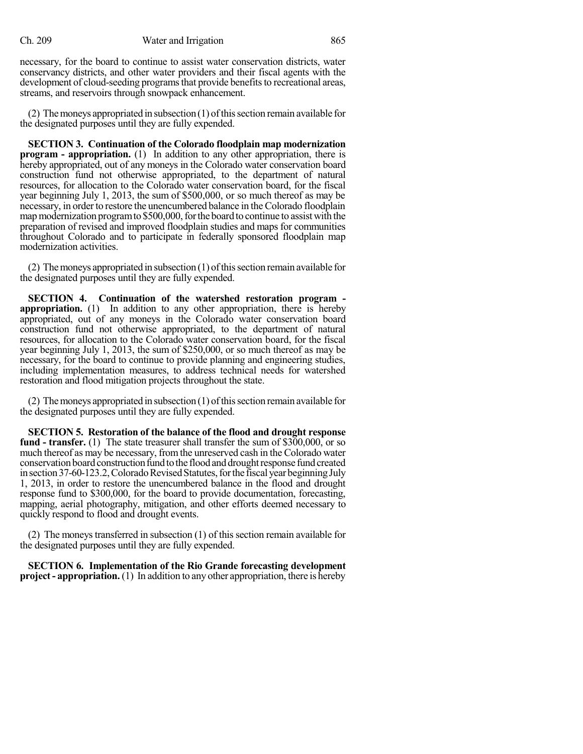necessary, for the board to continue to assist water conservation districts, water conservancy districts, and other water providers and their fiscal agents with the development of cloud-seeding programs that provide benefits to recreational areas, streams, and reservoirs through snowpack enhancement.

(2) The moneys appropriated in subsection (1) of this section remain available for the designated purposes until they are fully expended.

**SECTION 3. Continuation of the Colorado floodplain map modernization program - appropriation.** (1) In addition to any other appropriation, there is hereby appropriated, out of any moneys in the Colorado water conservation board construction fund not otherwise appropriated, to the department of natural resources, for allocation to the Colorado water conservation board, for the fiscal year beginning July 1, 2013, the sum of $500,000, or so much thereof as may be necessary, in order to restore the unencumbered balance in the Colorado floodplain map modernization program to $500,000, for the board to continue to assist with the preparation of revised and improved floodplain studies and maps for communities throughout Colorado and to participate in federally sponsored floodplain map modernization activities.

(2) The moneys appropriated in subsection (1) of this section remain available for the designated purposes until they are fully expended.

**SECTION 4. Continuation of the watershed restoration program - appropriation.** (1) In addition to any other appropriation, there is hereby appropriated, out of any moneys in the Colorado water conservation board construction fund not otherwise appropriated, to the department of natural resources, for allocation to the Colorado water conservation board, for the fiscal year beginning July 1, 2013, the sum of $250,000, or so much thereof as may be necessary, for the board to continue to provide planning and engineering studies, including implementation measures, to address technical needs for watershed restoration and flood mitigation projects throughout the state.

(2) The moneys appropriated in subsection (1) of this section remain available for the designated purposes until they are fully expended.

**SECTION 5. Restoration of the balance of the flood and drought response fund - transfer.** (1) The state treasurer shall transfer the sum of $300,000, or so much thereof as may be necessary, from the unreserved cash in the Colorado water conservation board construction fund to the flood and drought response fund created in section 37-60-123.2, Colorado Revised Statutes, for the fiscal year beginning July 1, 2013, in order to restore the unencumbered balance in the flood and drought response fund to $300,000, for the board to provide documentation, forecasting, mapping, aerial photography, mitigation, and other efforts deemed necessary to quickly respond to flood and drought events.

(2) The moneys transferred in subsection (1) of this section remain available for the designated purposes until they are fully expended.

**SECTION 6. Implementation of the Rio Grande forecasting development project - appropriation.** (1) In addition to any other appropriation, there is hereby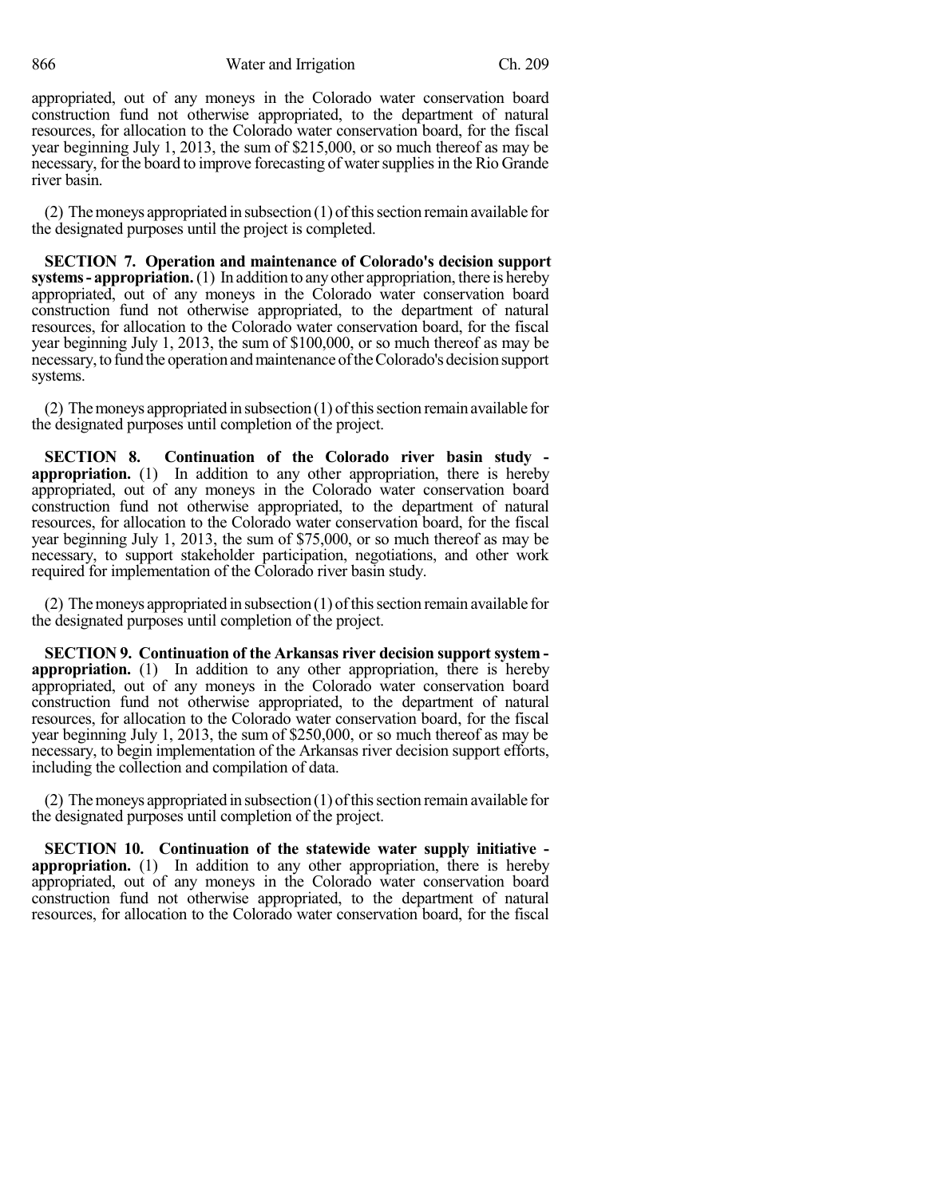appropriated, out of any moneys in the Colorado water conservation board construction fund not otherwise appropriated, to the department of natural resources, for allocation to the Colorado water conservation board, for the fiscal year beginning July 1, 2013, the sum of $215,000, or so much thereof as may be necessary, for the board to improve forecasting of water supplies in the Rio Grande river basin.

(2) The moneys appropriated in subsection (1) of this section remain available for the designated purposes until the project is completed.

**SECTION 7. Operation and maintenance of Colorado's decision support systems - appropriation.** (1) In addition to any other appropriation, there is hereby appropriated, out of any moneys in the Colorado water conservation board construction fund not otherwise appropriated, to the department of natural resources, for allocation to the Colorado water conservation board, for the fiscal year beginning July 1, 2013, the sum of $100,000, or so much thereof as may be necessary, to fund the operation and maintenance of the Colorado's decision support systems.

(2) The moneys appropriated in subsection (1) of this section remain available for the designated purposes until completion of the project.

**SECTION 8. Continuation of the Colorado river basin study - appropriation.** (1) In addition to any other appropriation, there is hereby appropriated, out of any moneys in the Colorado water conservation board construction fund not otherwise appropriated, to the department of natural resources, for allocation to the Colorado water conservation board, for the fiscal year beginning July 1, 2013, the sum of $75,000, or so much thereof as may be necessary, to support stakeholder participation, negotiations, and other work required for implementation of the Colorado river basin study.

(2) The moneys appropriated in subsection (1) of this section remain available for the designated purposes until completion of the project.

**SECTION 9. Continuation of the Arkansas river decision support system - appropriation.** (1) In addition to any other appropriation, there is hereby appropriated, out of any moneys in the Colorado water conservation board construction fund not otherwise appropriated, to the department of natural resources, for allocation to the Colorado water conservation board, for the fiscal year beginning July 1, 2013, the sum of $250,000, or so much thereof as may be necessary, to begin implementation of the Arkansas river decision support efforts, including the collection and compilation of data.

(2) The moneys appropriated in subsection (1) of this section remain available for the designated purposes until completion of the project.

**SECTION 10. Continuation of the statewide water supply initiative - appropriation.** (1) In addition to any other appropriation, there is hereby appropriated, out of any moneys in the Colorado water conservation board construction fund not otherwise appropriated, to the department of natural resources, for allocation to the Colorado water conservation board, for the fiscal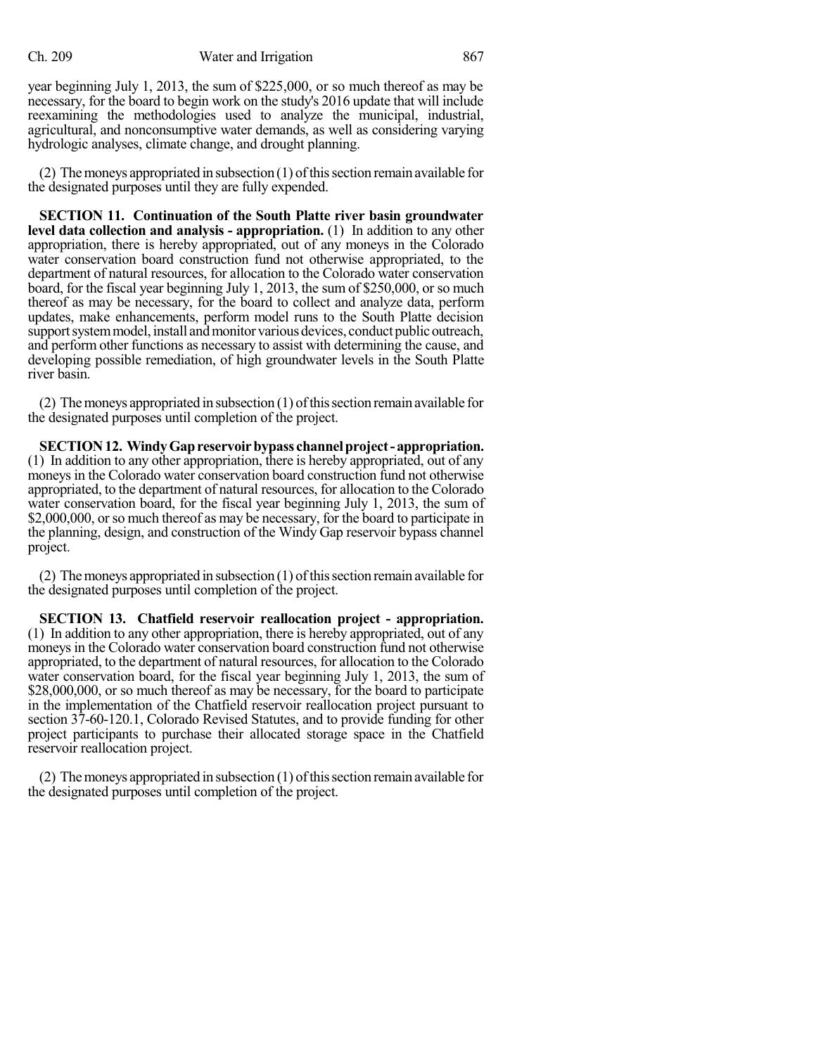year beginning July 1, 2013, the sum of $225,000, or so much thereof as may be necessary, for the board to begin work on the study's 2016 update that will include reexamining the methodologies used to analyze the municipal, industrial, agricultural, and nonconsumptive water demands, as well as considering varying hydrologic analyses, climate change, and drought planning.

(2) The moneys appropriated in subsection (1) of this section remain available for the designated purposes until they are fully expended.

**SECTION 11. Continuation of the South Platte river basin groundwater level data collection and analysis - appropriation.** (1) In addition to any other appropriation, there is hereby appropriated, out of any moneys in the Colorado water conservation board construction fund not otherwise appropriated, to the department of natural resources, for allocation to the Colorado water conservation board, for the fiscal year beginning July 1, 2013, the sum of $250,000, or so much thereof as may be necessary, for the board to collect and analyze data, perform updates, make enhancements, perform model runs to the South Platte decision support system model, install and monitor various devices, conduct public outreach, and perform other functions as necessary to assist with determining the cause, and developing possible remediation, of high groundwater levels in the South Platte river basin.

(2) The moneys appropriated in subsection (1) of this section remain available for the designated purposes until completion of the project.

**SECTION 12. Windy Gap reservoir bypass channel project - appropriation.** (1) In addition to any other appropriation, there is hereby appropriated, out of any moneys in the Colorado water conservation board construction fund not otherwise appropriated, to the department of natural resources, for allocation to the Colorado water conservation board, for the fiscal year beginning July 1, 2013, the sum of $2,000,000, or so much thereof as may be necessary, for the board to participate in the planning, design, and construction of the Windy Gap reservoir bypass channel project.

(2) The moneys appropriated in subsection (1) of this section remain available for the designated purposes until completion of the project.

**SECTION 13. Chatfield reservoir reallocation project - appropriation.** (1) In addition to any other appropriation, there is hereby appropriated, out of any moneys in the Colorado water conservation board construction fund not otherwise appropriated, to the department of natural resources, for allocation to the Colorado water conservation board, for the fiscal year beginning July 1, 2013, the sum of $28,000,000, or so much thereof as may be necessary, for the board to participate in the implementation of the Chatfield reservoir reallocation project pursuant to section 37-60-120.1, Colorado Revised Statutes, and to provide funding for other project participants to purchase their allocated storage space in the Chatfield reservoir reallocation project.

(2) The moneys appropriated in subsection (1) of this section remain available for the designated purposes until completion of the project.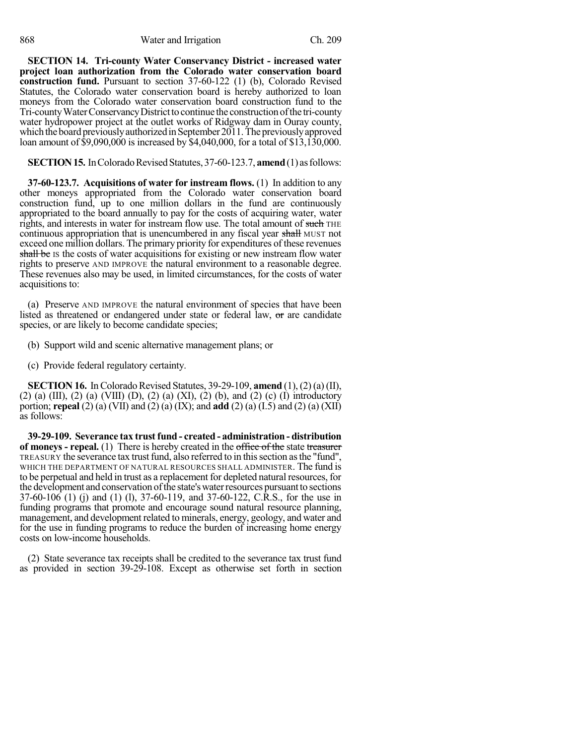**SECTION 14. Tri-county Water Conservancy District - increased water project loan authorization from the Colorado water conservation board construction fund.** Pursuant to section 37-60-122 (1) (b), Colorado Revised Statutes, the Colorado water conservation board is hereby authorized to loan moneys from the Colorado water conservation board construction fund to the Tri-county Water Conservancy District to continue the construction of the tri-county water hydropower project at the outlet works of Ridgway dam in Ouray county, which the board previously authorized in September 2011. The previously approved loan amount of $9,090,000 is increased by $4,040,000, for a total of $13,130,000.

**SECTION 15.** In Colorado Revised Statutes, 37-60-123.7, **amend** (1) as follows:

**37-60-123.7. Acquisitions of water for instream flows.** (1) In addition to any other moneys appropriated from the Colorado water conservation board construction fund, up to one million dollars in the fund are continuously appropriated to the board annually to pay for the costs of acquiring water, water rights, and interests in water for instream flow use. The total amount of ~~such~~ THE continuous appropriation that is unencumbered in any fiscal year ~~shall~~ MUST not exceed one million dollars. The primary priority for expenditures of these revenues ~~shall be~~ IS the costs of water acquisitions for existing or new instream flow water rights to preserve AND IMPROVE the natural environment to a reasonable degree. These revenues also may be used, in limited circumstances, for the costs of water acquisitions to:

(a) Preserve AND IMPROVE the natural environment of species that have been listed as threatened or endangered under state or federal law, ~~or~~ are candidate species, or are likely to become candidate species;

(b) Support wild and scenic alternative management plans; or

(c) Provide federal regulatory certainty.

**SECTION 16.** In Colorado Revised Statutes, 39-29-109, **amend** (1), (2) (a) (II), (2) (a) (III), (2) (a) (VIII) (D), (2) (a) (XI), (2) (b), and (2) (c) (I) introductory portion; **repeal** (2) (a) (VII) and (2) (a) (IX); and **add** (2) (a) (I.5) and (2) (a) (XII) as follows:

**39-29-109. Severance tax trust fund - created - administration - distribution of moneys - repeal.** (1) There is hereby created in the ~~office of the~~ state ~~treasurer~~ TREASURY the severance tax trust fund, also referred to in this section as the "fund", WHICH THE DEPARTMENT OF NATURAL RESOURCES SHALL ADMINISTER. The fund is to be perpetual and held in trust as a replacement for depleted natural resources, for the development and conservation of the state's water resources pursuant to sections 37-60-106 (1) (j) and (1) (l), 37-60-119, and 37-60-122, C.R.S., for the use in funding programs that promote and encourage sound natural resource planning, management, and development related to minerals, energy, geology, and water and for the use in funding programs to reduce the burden of increasing home energy costs on low-income households.

(2) State severance tax receipts shall be credited to the severance tax trust fund as provided in section 39-29-108. Except as otherwise set forth in section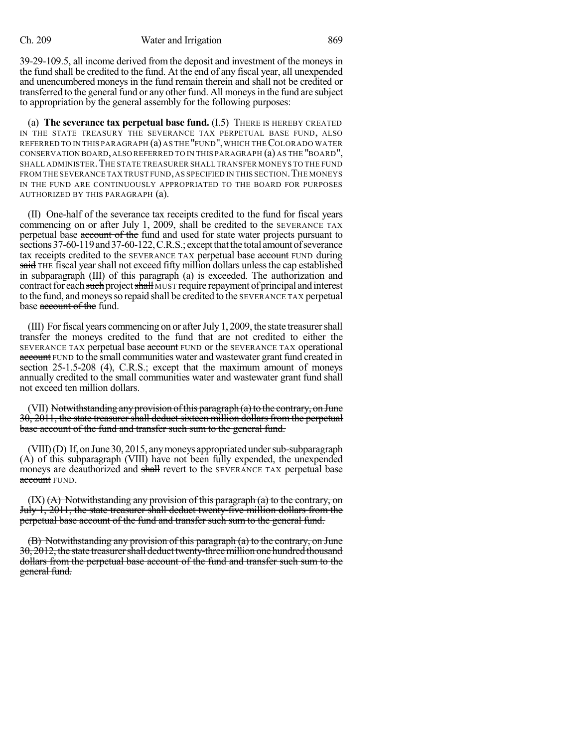39-29-109.5, all income derived from the deposit and investment of the moneys in the fund shall be credited to the fund. At the end of any fiscal year, all unexpended and unencumbered moneys in the fund remain therein and shall not be credited or transferred to the general fund or any other fund. All moneys in the fund are subject to appropriation by the general assembly for the following purposes:

(a) **The severance tax perpetual base fund.** (I.5) THERE IS HEREBY CREATED IN THE STATE TREASURY THE SEVERANCE TAX PERPETUAL BASE FUND, ALSO REFERRED TO IN THIS PARAGRAPH (a) AS THE "FUND", WHICH THE COLORADO WATER CONSERVATION BOARD, ALSO REFERRED TO IN THIS PARAGRAPH (a) AS THE "BOARD", SHALL ADMINISTER. THE STATE TREASURER SHALL TRANSFER MONEYS TO THE FUND FROM THE SEVERANCE TAX TRUST FUND, AS SPECIFIED IN THIS SECTION. THE MONEYS IN THE FUND ARE CONTINUOUSLY APPROPRIATED TO THE BOARD FOR PURPOSES AUTHORIZED BY THIS PARAGRAPH (a).

(II) One-half of the severance tax receipts credited to the fund for fiscal years commencing on or after July 1, 2009, shall be credited to the SEVERANCE TAX perpetual base ~~account of the~~ fund and used for state water projects pursuant to sections 37-60-119 and 37-60-122, C.R.S.; except that the total amount of severance tax receipts credited to the SEVERANCE TAX perpetual base ~~account~~ FUND during ~~said~~ THE fiscal year shall not exceed fifty million dollars unless the cap established in subparagraph (III) of this paragraph (a) is exceeded. The authorization and contract for each ~~such~~ project ~~shall~~ MUST require repayment of principal and interest to the fund, and moneys so repaid shall be credited to the SEVERANCE TAX perpetual base ~~account of the~~ fund.

(III) For fiscal years commencing on or after July 1, 2009, the state treasurer shall transfer the moneys credited to the fund that are not credited to either the SEVERANCE TAX perpetual base ~~account~~ FUND or the SEVERANCE TAX operational ~~account~~ FUND to the small communities water and wastewater grant fund created in section 25-1.5-208 (4), C.R.S.; except that the maximum amount of moneys annually credited to the small communities water and wastewater grant fund shall not exceed ten million dollars.

(VII) ~~Notwithstanding any provision of this paragraph (a) to the contrary, on June 30, 2011, the state treasurer shall deduct sixteen million dollars from the perpetual base account of the fund and transfer such sum to the general fund.~~

(VIII) (D) If, on June 30, 2015, any moneys appropriated under sub-subparagraph (A) of this subparagraph (VIII) have not been fully expended, the unexpended moneys are deauthorized and ~~shall~~ revert to the SEVERANCE TAX perpetual base ~~account~~ FUND.

(IX) ~~(A) Notwithstanding any provision of this paragraph (a) to the contrary, on July 1, 2011, the state treasurer shall deduct twenty-five million dollars from the perpetual base account of the fund and transfer such sum to the general fund.~~

~~(B) Notwithstanding any provision of this paragraph (a) to the contrary, on June 30, 2012, the state treasurer shall deduct twenty-three million one hundred thousand dollars from the perpetual base account of the fund and transfer such sum to the general fund.~~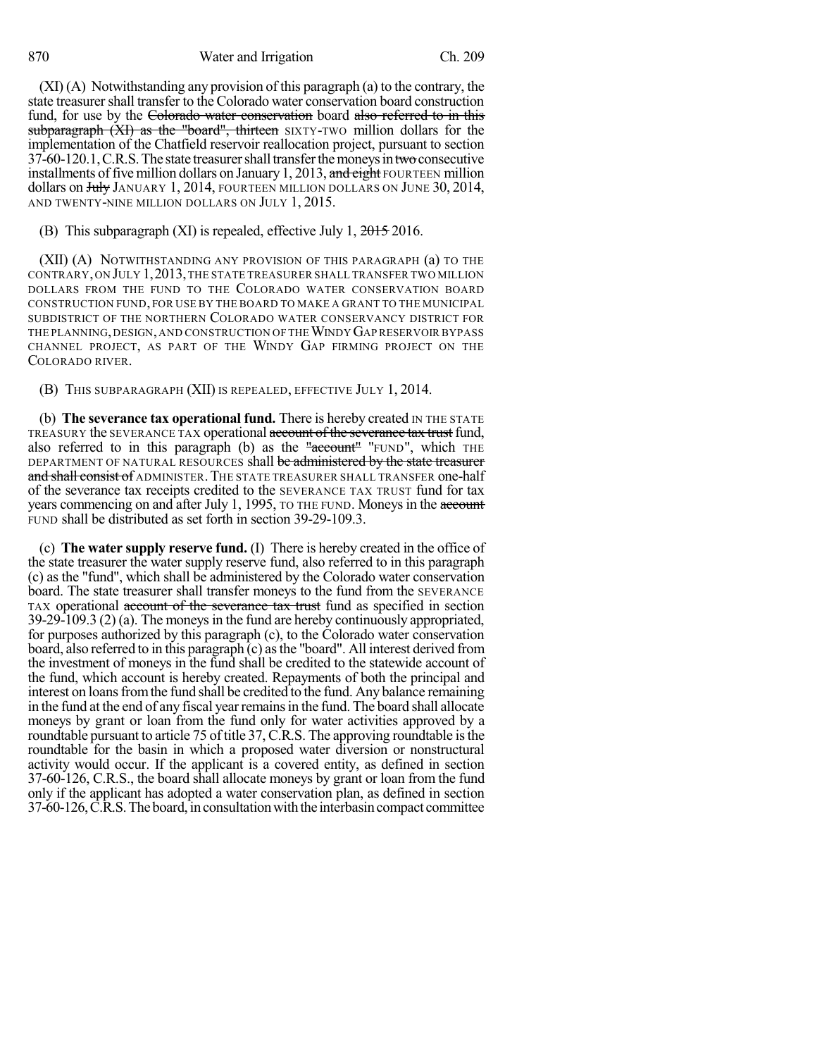(XI) (A) Notwithstanding any provision of this paragraph (a) to the contrary, the state treasurer shall transfer to the Colorado water conservation board construction fund, for use by the ~~Colorado water conservation~~ board ~~also referred to in this subparagraph (XI) as the "board", thirteen~~ SIXTY-TWO million dollars for the implementation of the Chatfield reservoir reallocation project, pursuant to section 37-60-120.1, C.R.S. The state treasurer shall transfer the moneys in ~~two~~ consecutive installments of five million dollars on January 1, 2013, ~~and eight~~ FOURTEEN million dollars on ~~July~~ JANUARY 1, 2014, FOURTEEN MILLION DOLLARS ON JUNE 30, 2014, AND TWENTY-NINE MILLION DOLLARS ON JULY 1, 2015.

(B) This subparagraph (XI) is repealed, effective July 1, ~~2015~~ 2016.

(XII) (A) NOTWITHSTANDING ANY PROVISION OF THIS PARAGRAPH (a) TO THE CONTRARY, ON JULY 1, 2013, THE STATE TREASURER SHALL TRANSFER TWO MILLION DOLLARS FROM THE FUND TO THE COLORADO WATER CONSERVATION BOARD CONSTRUCTION FUND, FOR USE BY THE BOARD TO MAKE A GRANT TO THE MUNICIPAL SUBDISTRICT OF THE NORTHERN COLORADO WATER CONSERVANCY DISTRICT FOR THE PLANNING, DESIGN, AND CONSTRUCTION OF THE WINDY GAP RESERVOIR BYPASS CHANNEL PROJECT, AS PART OF THE WINDY GAP FIRMING PROJECT ON THE COLORADO RIVER.

(B) THIS SUBPARAGRAPH (XII) IS REPEALED, EFFECTIVE JULY 1, 2014.

(b) **The severance tax operational fund.** There is hereby created IN THE STATE TREASURY the SEVERANCE TAX operational ~~account of the severance tax trust~~ fund, also referred to in this paragraph (b) as the ~~"account"~~ "FUND", which THE DEPARTMENT OF NATURAL RESOURCES shall ~~be administered by the state treasurer and shall consist of~~ ADMINISTER. THE STATE TREASURER SHALL TRANSFER one-half of the severance tax receipts credited to the SEVERANCE TAX TRUST fund for tax years commencing on and after July 1, 1995, TO THE FUND. Moneys in the ~~account~~ FUND shall be distributed as set forth in section 39-29-109.3.

(c) **The water supply reserve fund.** (I) There is hereby created in the office of the state treasurer the water supply reserve fund, also referred to in this paragraph (c) as the "fund", which shall be administered by the Colorado water conservation board. The state treasurer shall transfer moneys to the fund from the SEVERANCE TAX operational ~~account of the severance tax trust~~ fund as specified in section 39-29-109.3 (2) (a). The moneys in the fund are hereby continuously appropriated, for purposes authorized by this paragraph (c), to the Colorado water conservation board, also referred to in this paragraph (c) as the "board". All interest derived from the investment of moneys in the fund shall be credited to the statewide account of the fund, which account is hereby created. Repayments of both the principal and interest on loans from the fund shall be credited to the fund. Any balance remaining in the fund at the end of any fiscal year remains in the fund. The board shall allocate moneys by grant or loan from the fund only for water activities approved by a roundtable pursuant to article 75 of title 37, C.R.S. The approving roundtable is the roundtable for the basin in which a proposed water diversion or nonstructural activity would occur. If the applicant is a covered entity, as defined in section 37-60-126, C.R.S., the board shall allocate moneys by grant or loan from the fund only if the applicant has adopted a water conservation plan, as defined in section 37-60-126, C.R.S. The board, in consultation with the interbasin compact committee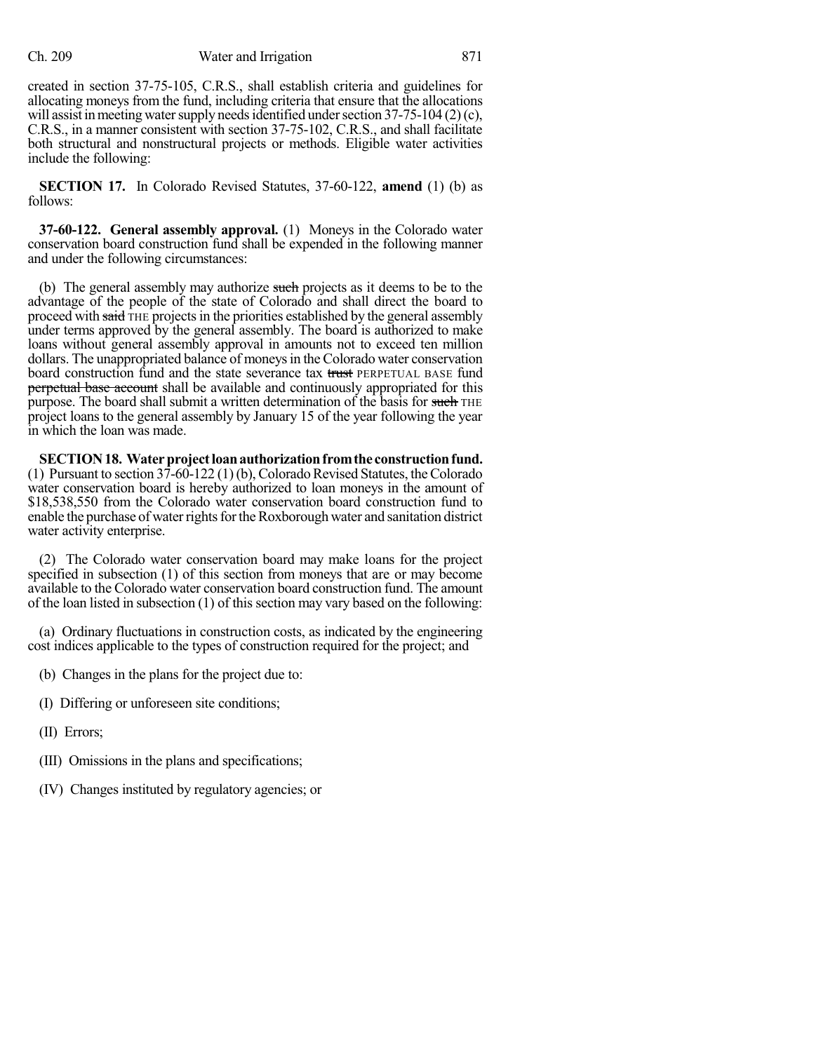created in section 37-75-105, C.R.S., shall establish criteria and guidelines for allocating moneys from the fund, including criteria that ensure that the allocations will assist in meeting water supply needs identified under section 37-75-104 (2) (c), C.R.S., in a manner consistent with section 37-75-102, C.R.S., and shall facilitate both structural and nonstructural projects or methods. Eligible water activities include the following:

**SECTION 17.** In Colorado Revised Statutes, 37-60-122, **amend** (1) (b) as follows:

**37-60-122. General assembly approval.** (1) Moneys in the Colorado water conservation board construction fund shall be expended in the following manner and under the following circumstances:

(b) The general assembly may authorize ~~such~~ projects as it deems to be to the advantage of the people of the state of Colorado and shall direct the board to proceed with ~~said~~ THE projects in the priorities established by the general assembly under terms approved by the general assembly. The board is authorized to make loans without general assembly approval in amounts not to exceed ten million dollars. The unappropriated balance of moneys in the Colorado water conservation board construction fund and the state severance tax ~~trust~~ PERPETUAL BASE fund ~~perpetual base account~~ shall be available and continuously appropriated for this purpose. The board shall submit a written determination of the basis for ~~such~~ THE project loans to the general assembly by January 15 of the year following the year in which the loan was made.

**SECTION 18. Water project loan authorization from the construction fund.** (1) Pursuant to section 37-60-122 (1) (b), Colorado Revised Statutes, the Colorado water conservation board is hereby authorized to loan moneys in the amount of $18,538,550 from the Colorado water conservation board construction fund to enable the purchase of water rights for the Roxborough water and sanitation district water activity enterprise.

(2) The Colorado water conservation board may make loans for the project specified in subsection (1) of this section from moneys that are or may become available to the Colorado water conservation board construction fund. The amount of the loan listed in subsection (1) of this section may vary based on the following:

(a) Ordinary fluctuations in construction costs, as indicated by the engineering cost indices applicable to the types of construction required for the project; and

(b) Changes in the plans for the project due to:

(I) Differing or unforeseen site conditions;

(II) Errors;

(III) Omissions in the plans and specifications;

(IV) Changes instituted by regulatory agencies; or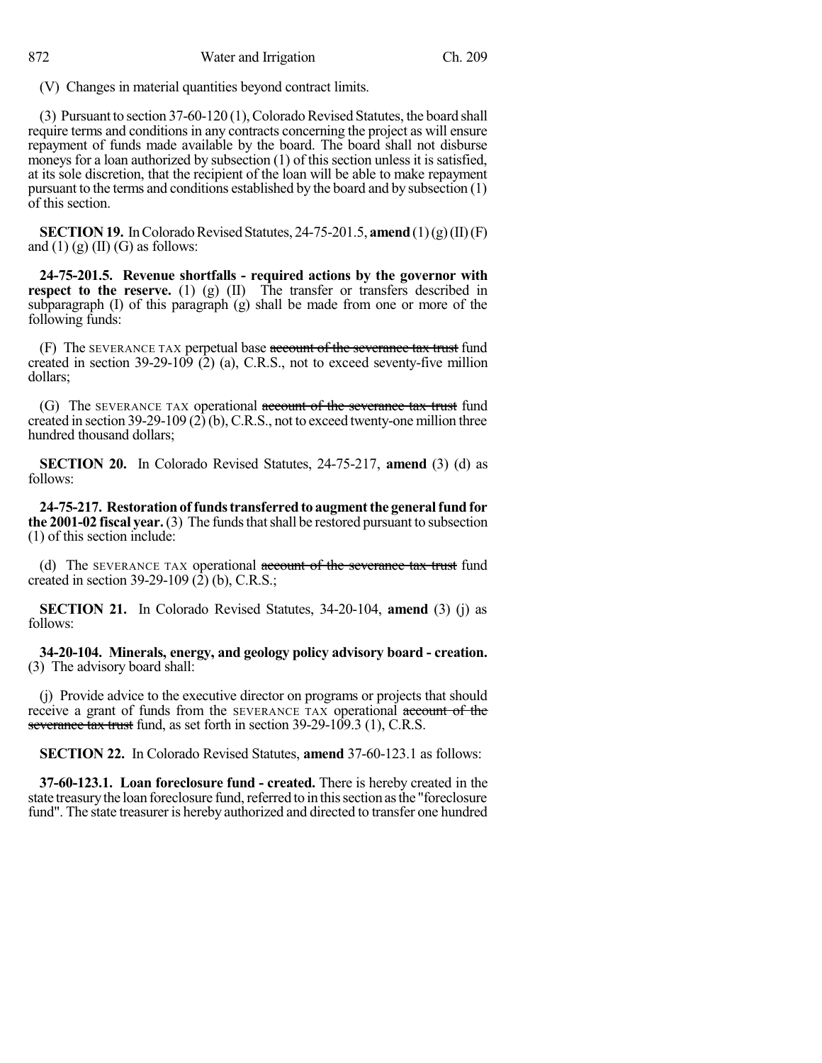(V) Changes in material quantities beyond contract limits.

(3) Pursuant to section 37-60-120 (1), Colorado Revised Statutes, the board shall require terms and conditions in any contracts concerning the project as will ensure repayment of funds made available by the board. The board shall not disburse moneys for a loan authorized by subsection (1) of this section unless it is satisfied, at its sole discretion, that the recipient of the loan will be able to make repayment pursuant to the terms and conditions established by the board and by subsection (1) of this section.

**SECTION 19.** In Colorado Revised Statutes, 24-75-201.5, **amend** (1) (g) (II) (F) and (1) (g) (II) (G) as follows:

**24-75-201.5. Revenue shortfalls - required actions by the governor with respect to the reserve.** (1) (g) (II) The transfer or transfers described in subparagraph (I) of this paragraph (g) shall be made from one or more of the following funds:

(F) The SEVERANCE TAX perpetual base ~~account of the severance tax trust~~ fund created in section 39-29-109 (2) (a), C.R.S., not to exceed seventy-five million dollars;

(G) The SEVERANCE TAX operational ~~account of the severance tax trust~~ fund created in section 39-29-109 (2) (b), C.R.S., not to exceed twenty-one million three hundred thousand dollars;

**SECTION 20.** In Colorado Revised Statutes, 24-75-217, **amend** (3) (d) as follows:

**24-75-217. Restoration of funds transferred to augment the general fund for the 2001-02 fiscal year.** (3) The funds that shall be restored pursuant to subsection (1) of this section include:

(d) The SEVERANCE TAX operational ~~account of the severance tax trust~~ fund created in section 39-29-109 (2) (b), C.R.S.;

**SECTION 21.** In Colorado Revised Statutes, 34-20-104, **amend** (3) (j) as follows:

**34-20-104. Minerals, energy, and geology policy advisory board - creation.** (3) The advisory board shall:

(j) Provide advice to the executive director on programs or projects that should receive a grant of funds from the SEVERANCE TAX operational ~~account of the severance tax trust~~ fund, as set forth in section 39-29-109.3 (1), C.R.S.

**SECTION 22.** In Colorado Revised Statutes, **amend** 37-60-123.1 as follows:

**37-60-123.1. Loan foreclosure fund - created.** There is hereby created in the state treasury the loan foreclosure fund, referred to in this section as the "foreclosure fund". The state treasurer is hereby authorized and directed to transfer one hundred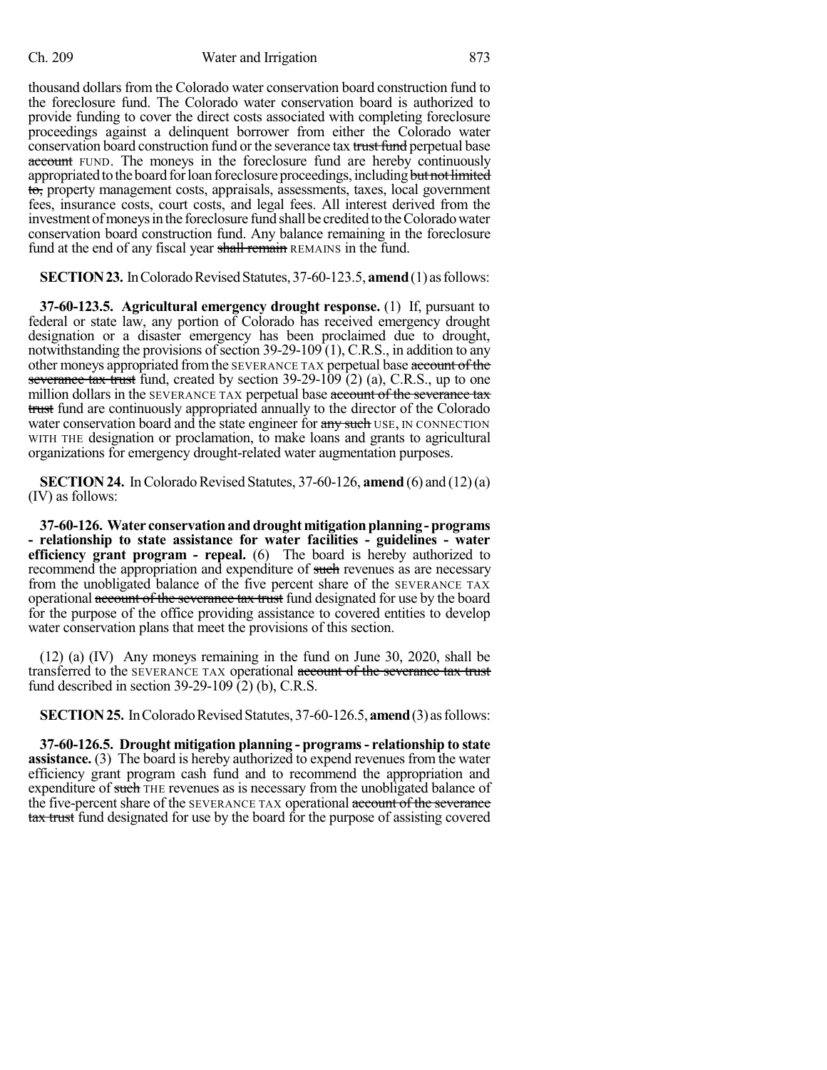thousand dollars from the Colorado water conservation board construction fund to the foreclosure fund. The Colorado water conservation board is authorized to provide funding to cover the direct costs associated with completing foreclosure proceedings against a delinquent borrower from either the Colorado water conservation board construction fund or the severance tax ~~trust fund~~ perpetual base ~~account~~ FUND. The moneys in the foreclosure fund are hereby continuously appropriated to the board for loan foreclosure proceedings, including ~~but not limited to,~~ property management costs, appraisals, assessments, taxes, local government fees, insurance costs, court costs, and legal fees. All interest derived from the investment of moneys in the foreclosure fund shall be credited to the Colorado water conservation board construction fund. Any balance remaining in the foreclosure fund at the end of any fiscal year ~~shall remain~~ REMAINS in the fund.

**SECTION 23.** In Colorado Revised Statutes, 37-60-123.5, **amend** (1) as follows:

**37-60-123.5. Agricultural emergency drought response.** (1) If, pursuant to federal or state law, any portion of Colorado has received emergency drought designation or a disaster emergency has been proclaimed due to drought, notwithstanding the provisions of section 39-29-109 (1), C.R.S., in addition to any other moneys appropriated from the SEVERANCE TAX perpetual base ~~account of the severance tax trust~~ fund, created by section 39-29-109 (2) (a), C.R.S., up to one million dollars in the SEVERANCE TAX perpetual base ~~account of the severance tax trust~~ fund are continuously appropriated annually to the director of the Colorado water conservation board and the state engineer for ~~any such~~ USE, IN CONNECTION WITH THE designation or proclamation, to make loans and grants to agricultural organizations for emergency drought-related water augmentation purposes.

**SECTION 24.** In Colorado Revised Statutes, 37-60-126, **amend** (6) and (12) (a) (IV) as follows:

**37-60-126. Water conservation and drought mitigation planning - programs - relationship to state assistance for water facilities - guidelines - water efficiency grant program - repeal.** (6) The board is hereby authorized to recommend the appropriation and expenditure of ~~such~~ revenues as are necessary from the unobligated balance of the five percent share of the SEVERANCE TAX operational ~~account of the severance tax trust~~ fund designated for use by the board for the purpose of the office providing assistance to covered entities to develop water conservation plans that meet the provisions of this section.

(12) (a) (IV) Any moneys remaining in the fund on June 30, 2020, shall be transferred to the SEVERANCE TAX operational ~~account of the severance tax trust~~ fund described in section 39-29-109 (2) (b), C.R.S.

**SECTION 25.** In Colorado Revised Statutes, 37-60-126.5, **amend** (3) as follows:

**37-60-126.5. Drought mitigation planning - programs - relationship to state assistance.** (3) The board is hereby authorized to expend revenues from the water efficiency grant program cash fund and to recommend the appropriation and expenditure of ~~such~~ THE revenues as is necessary from the unobligated balance of the five-percent share of the SEVERANCE TAX operational ~~account of the severance tax trust~~ fund designated for use by the board for the purpose of assisting covered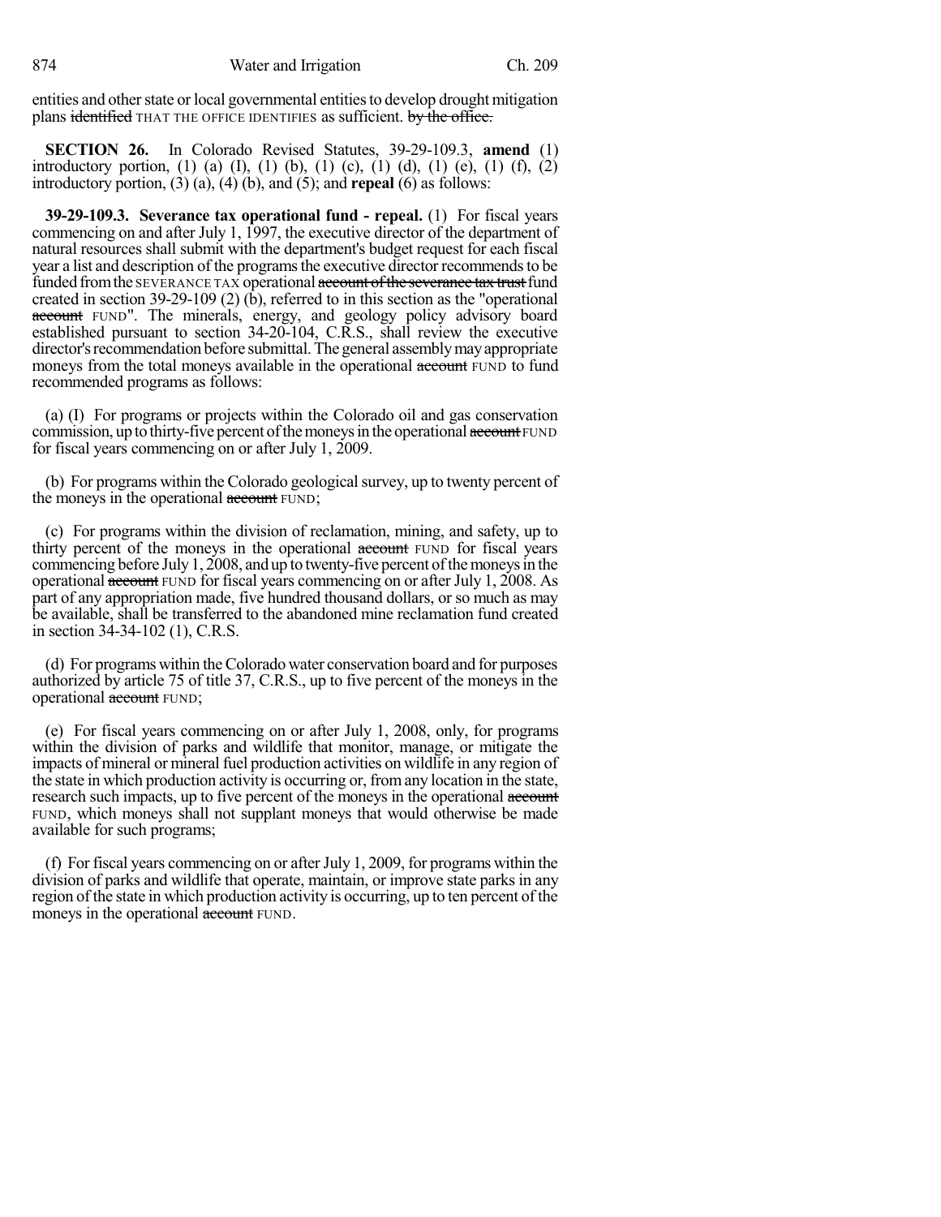entities and other state or local governmental entities to develop drought mitigation plans ~~identified~~ THAT THE OFFICE IDENTIFIES as sufficient. ~~by the office.~~

**SECTION 26.** In Colorado Revised Statutes, 39-29-109.3, **amend** (1) introductory portion, (1) (a) (I), (1) (b), (1) (c), (1) (d), (1) (e), (1) (f), (2) introductory portion, (3) (a), (4) (b), and (5); and **repeal** (6) as follows:

**39-29-109.3. Severance tax operational fund - repeal.** (1) For fiscal years commencing on and after July 1, 1997, the executive director of the department of natural resources shall submit with the department's budget request for each fiscal year a list and description of the programs the executive director recommends to be funded from the SEVERANCE TAX operational ~~account of the severance tax trust~~ fund created in section 39-29-109 (2) (b), referred to in this section as the "operational ~~account~~ FUND". The minerals, energy, and geology policy advisory board established pursuant to section 34-20-104, C.R.S., shall review the executive director's recommendation before submittal. The general assembly may appropriate moneys from the total moneys available in the operational ~~account~~ FUND to fund recommended programs as follows:

(a) (I) For programs or projects within the Colorado oil and gas conservation commission, up to thirty-five percent of the moneys in the operational ~~account~~ FUND for fiscal years commencing on or after July 1, 2009.

(b) For programs within the Colorado geological survey, up to twenty percent of the moneys in the operational ~~account~~ FUND;

(c) For programs within the division of reclamation, mining, and safety, up to thirty percent of the moneys in the operational ~~account~~ FUND for fiscal years commencing before July 1, 2008, and up to twenty-five percent of the moneys in the operational ~~account~~ FUND for fiscal years commencing on or after July 1, 2008. As part of any appropriation made, five hundred thousand dollars, or so much as may be available, shall be transferred to the abandoned mine reclamation fund created in section 34-34-102 (1), C.R.S.

(d) For programs within the Colorado water conservation board and for purposes authorized by article 75 of title 37, C.R.S., up to five percent of the moneys in the operational ~~account~~ FUND;

(e) For fiscal years commencing on or after July 1, 2008, only, for programs within the division of parks and wildlife that monitor, manage, or mitigate the impacts of mineral or mineral fuel production activities on wildlife in any region of the state in which production activity is occurring or, from any location in the state, research such impacts, up to five percent of the moneys in the operational ~~account~~ FUND, which moneys shall not supplant moneys that would otherwise be made available for such programs;

(f) For fiscal years commencing on or after July 1, 2009, for programs within the division of parks and wildlife that operate, maintain, or improve state parks in any region of the state in which production activity is occurring, up to ten percent of the moneys in the operational ~~account~~ FUND.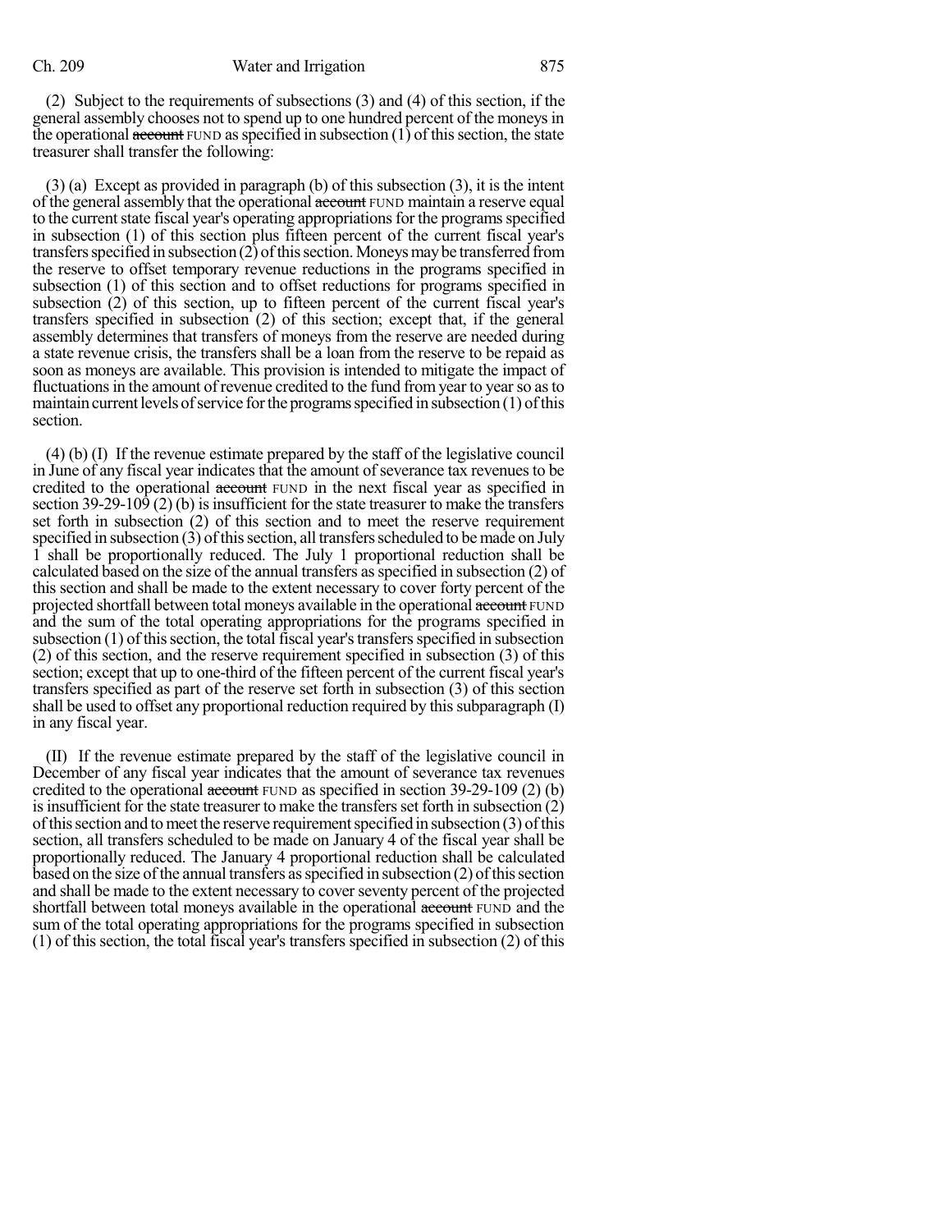(2) Subject to the requirements of subsections (3) and (4) of this section, if the general assembly chooses not to spend up to one hundred percent of the moneys in the operational ~~account~~ FUND as specified in subsection (1) of this section, the state treasurer shall transfer the following:

(3) (a) Except as provided in paragraph (b) of this subsection (3), it is the intent of the general assembly that the operational ~~account~~ FUND maintain a reserve equal to the current state fiscal year's operating appropriations for the programs specified in subsection (1) of this section plus fifteen percent of the current fiscal year's transfers specified in subsection (2) of this section. Moneys may be transferred from the reserve to offset temporary revenue reductions in the programs specified in subsection (1) of this section and to offset reductions for programs specified in subsection (2) of this section, up to fifteen percent of the current fiscal year's transfers specified in subsection (2) of this section; except that, if the general assembly determines that transfers of moneys from the reserve are needed during a state revenue crisis, the transfers shall be a loan from the reserve to be repaid as soon as moneys are available. This provision is intended to mitigate the impact of fluctuations in the amount of revenue credited to the fund from year to year so as to maintain current levels of service for the programs specified in subsection (1) of this section.

(4) (b) (I) If the revenue estimate prepared by the staff of the legislative council in June of any fiscal year indicates that the amount of severance tax revenues to be credited to the operational ~~account~~ FUND in the next fiscal year as specified in section 39-29-109 (2) (b) is insufficient for the state treasurer to make the transfers set forth in subsection (2) of this section and to meet the reserve requirement specified in subsection (3) of this section, all transfers scheduled to be made on July 1 shall be proportionally reduced. The July 1 proportional reduction shall be calculated based on the size of the annual transfers as specified in subsection (2) of this section and shall be made to the extent necessary to cover forty percent of the projected shortfall between total moneys available in the operational ~~account~~ FUND and the sum of the total operating appropriations for the programs specified in subsection (1) of this section, the total fiscal year's transfers specified in subsection (2) of this section, and the reserve requirement specified in subsection (3) of this section; except that up to one-third of the fifteen percent of the current fiscal year's transfers specified as part of the reserve set forth in subsection (3) of this section shall be used to offset any proportional reduction required by this subparagraph (I) in any fiscal year.

(II) If the revenue estimate prepared by the staff of the legislative council in December of any fiscal year indicates that the amount of severance tax revenues credited to the operational ~~account~~ FUND as specified in section 39-29-109 (2) (b) is insufficient for the state treasurer to make the transfers set forth in subsection (2) of this section and to meet the reserve requirement specified in subsection (3) of this section, all transfers scheduled to be made on January 4 of the fiscal year shall be proportionally reduced. The January 4 proportional reduction shall be calculated based on the size of the annual transfers as specified in subsection (2) of this section and shall be made to the extent necessary to cover seventy percent of the projected shortfall between total moneys available in the operational ~~account~~ FUND and the sum of the total operating appropriations for the programs specified in subsection (1) of this section, the total fiscal year's transfers specified in subsection (2) of this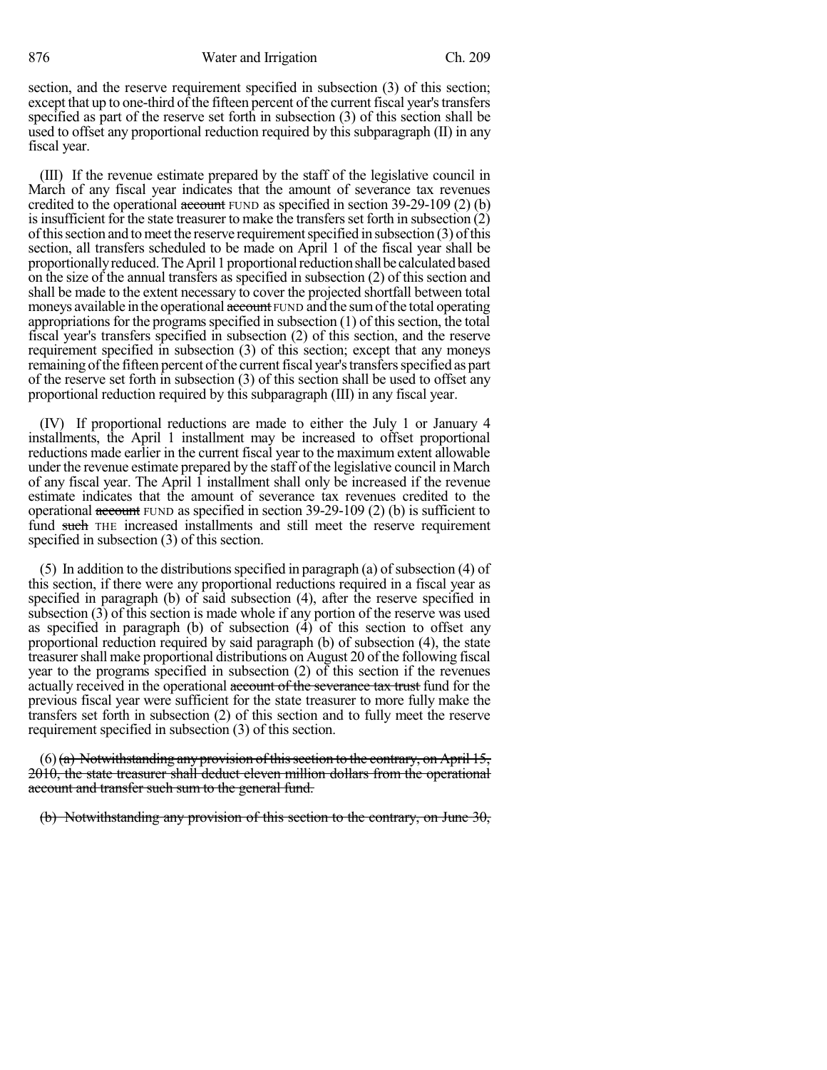section, and the reserve requirement specified in subsection (3) of this section; except that up to one-third of the fifteen percent of the current fiscal year's transfers specified as part of the reserve set forth in subsection (3) of this section shall be used to offset any proportional reduction required by this subparagraph (II) in any fiscal year.

(III) If the revenue estimate prepared by the staff of the legislative council in March of any fiscal year indicates that the amount of severance tax revenues credited to the operational ~~account~~ FUND as specified in section 39-29-109 (2) (b) is insufficient for the state treasurer to make the transfers set forth in subsection (2) of this section and to meet the reserve requirement specified in subsection (3) of this section, all transfers scheduled to be made on April 1 of the fiscal year shall be proportionally reduced. The April 1 proportional reduction shall be calculated based on the size of the annual transfers as specified in subsection (2) of this section and shall be made to the extent necessary to cover the projected shortfall between total moneys available in the operational ~~account~~ FUND and the sum of the total operating appropriations for the programs specified in subsection (1) of this section, the total fiscal year's transfers specified in subsection (2) of this section, and the reserve requirement specified in subsection (3) of this section; except that any moneys remaining of the fifteen percent of the current fiscal year's transfers specified as part of the reserve set forth in subsection (3) of this section shall be used to offset any proportional reduction required by this subparagraph (III) in any fiscal year.

(IV) If proportional reductions are made to either the July 1 or January 4 installments, the April 1 installment may be increased to offset proportional reductions made earlier in the current fiscal year to the maximum extent allowable under the revenue estimate prepared by the staff of the legislative council in March of any fiscal year. The April 1 installment shall only be increased if the revenue estimate indicates that the amount of severance tax revenues credited to the operational ~~account~~ FUND as specified in section 39-29-109 (2) (b) is sufficient to fund ~~such~~ THE increased installments and still meet the reserve requirement specified in subsection (3) of this section.

(5) In addition to the distributions specified in paragraph (a) of subsection (4) of this section, if there were any proportional reductions required in a fiscal year as specified in paragraph (b) of said subsection (4), after the reserve specified in subsection (3) of this section is made whole if any portion of the reserve was used as specified in paragraph (b) of subsection (4) of this section to offset any proportional reduction required by said paragraph (b) of subsection (4), the state treasurer shall make proportional distributions on August 20 of the following fiscal year to the programs specified in subsection (2) of this section if the revenues actually received in the operational ~~account of the severance tax trust~~ fund for the previous fiscal year were sufficient for the state treasurer to more fully make the transfers set forth in subsection (2) of this section and to fully meet the reserve requirement specified in subsection (3) of this section.

(6) ~~(a) Notwithstanding any provision of this section to the contrary, on April 15, 2010, the state treasurer shall deduct eleven million dollars from the operational account and transfer such sum to the general fund.~~

~~(b) Notwithstanding any provision of this section to the contrary, on June 30,~~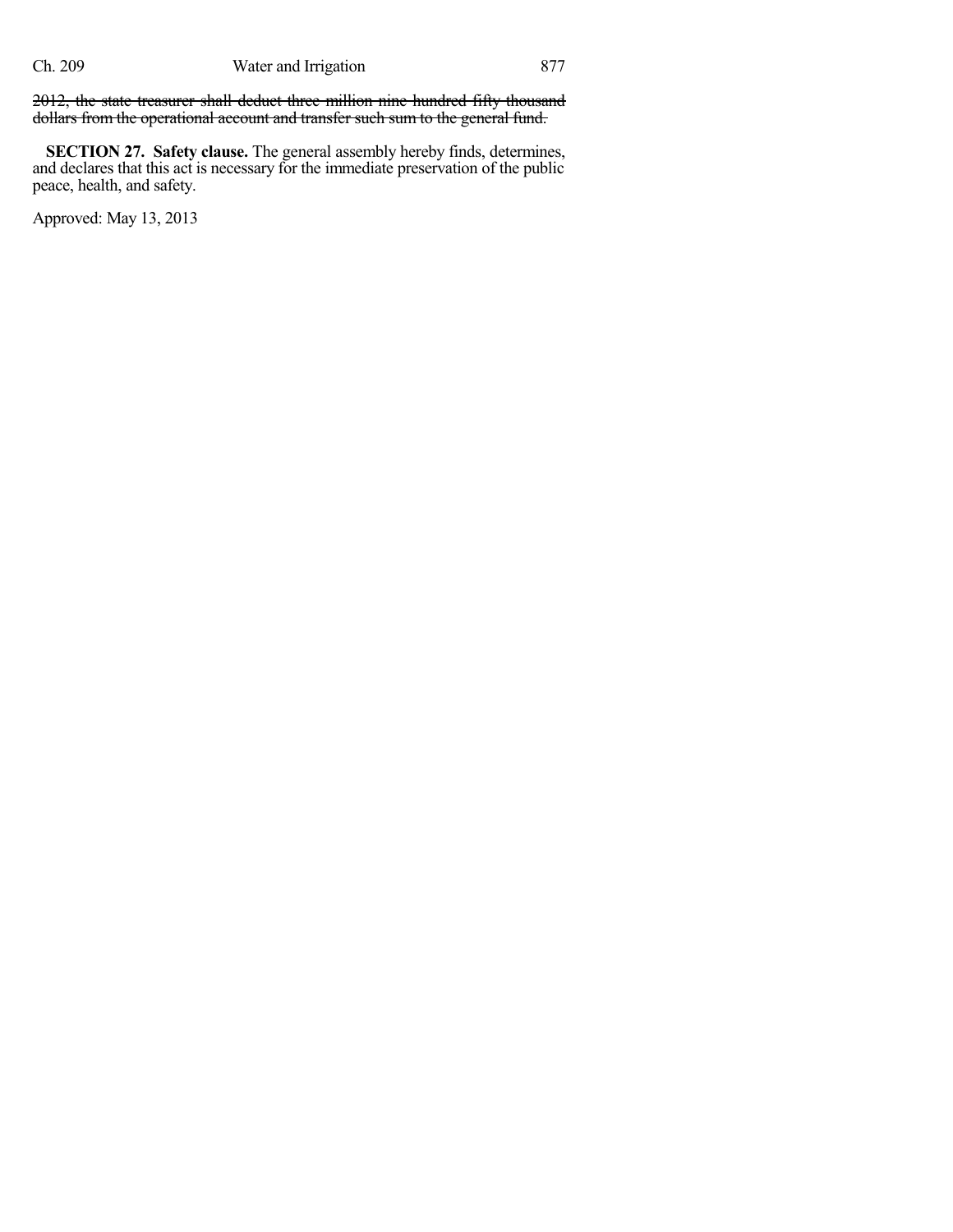~~2012, the state treasurer shall deduct three million nine hundred fifty thousand dollars from the operational account and transfer such sum to the general fund.~~

**SECTION 27. Safety clause.** The general assembly hereby finds, determines, and declares that this act is necessary for the immediate preservation of the public peace, health, and safety.

Approved: May 13, 2013